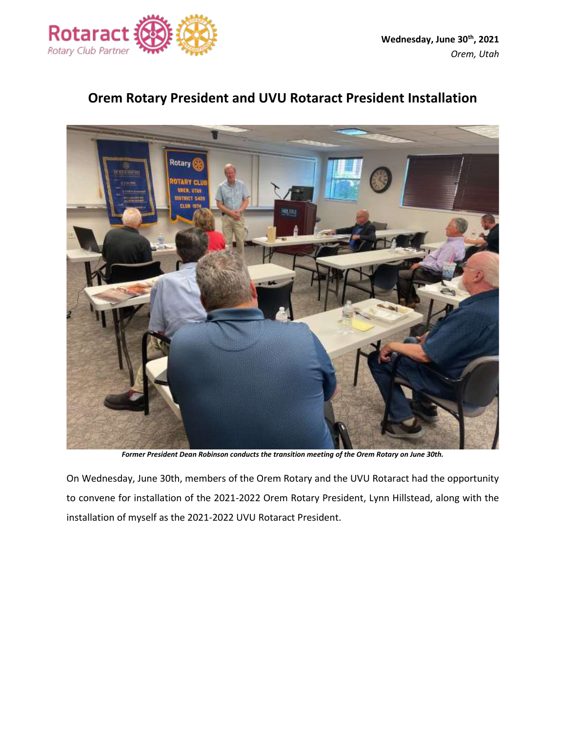Wednesday, June 30th, 2021

*Orem, Utah*

# Orem Rotary President and UVU Rotaract President Installation

***Former President Dean Robinson conducts the transition meeting of the Orem Rotary on June 30th.***

On Wednesday, June 30th, members of the Orem Rotary and the UVU Rotaract had the opportunity to convene for installation of the 2021-2022 Orem Rotary President, Lynn Hillstead, along with the installation of myself as the 2021-2022 UVU Rotaract President.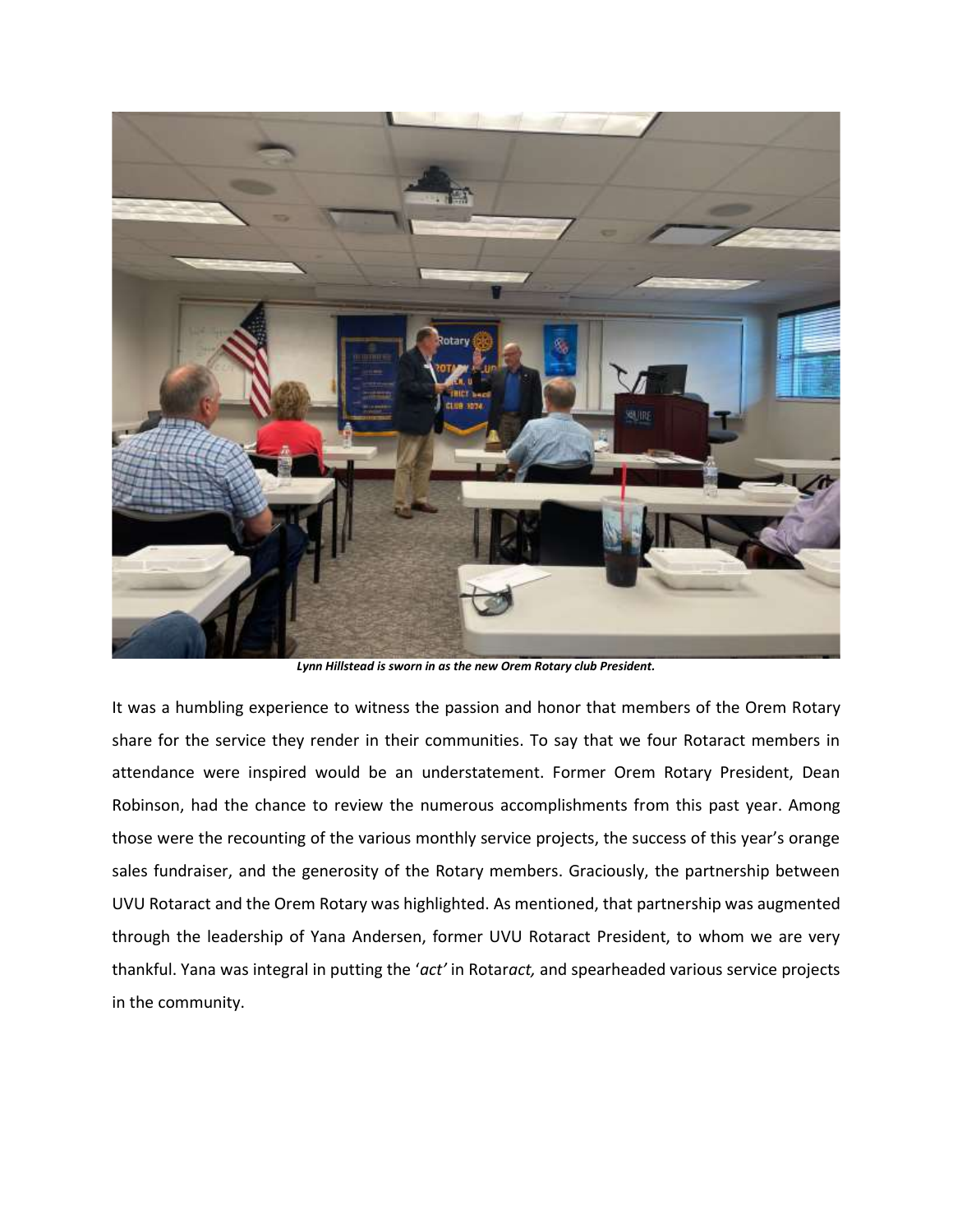***Lynn Hillstead is sworn in as the new Orem Rotary club President.***

It was a humbling experience to witness the passion and honor that members of the Orem Rotary share for the service they render in their communities. To say that we four Rotaract members in attendance were inspired would be an understatement. Former Orem Rotary President, Dean Robinson, had the chance to review the numerous accomplishments from this past year. Among those were the recounting of the various monthly service projects, the success of this year's orange sales fundraiser, and the generosity of the Rotary members. Graciously, the partnership between UVU Rotaract and the Orem Rotary was highlighted. As mentioned, that partnership was augmented through the leadership of Yana Andersen, former UVU Rotaract President, to whom we are very thankful. Yana was integral in putting the '*act'* in Rotar*act,* and spearheaded various service projects in the community.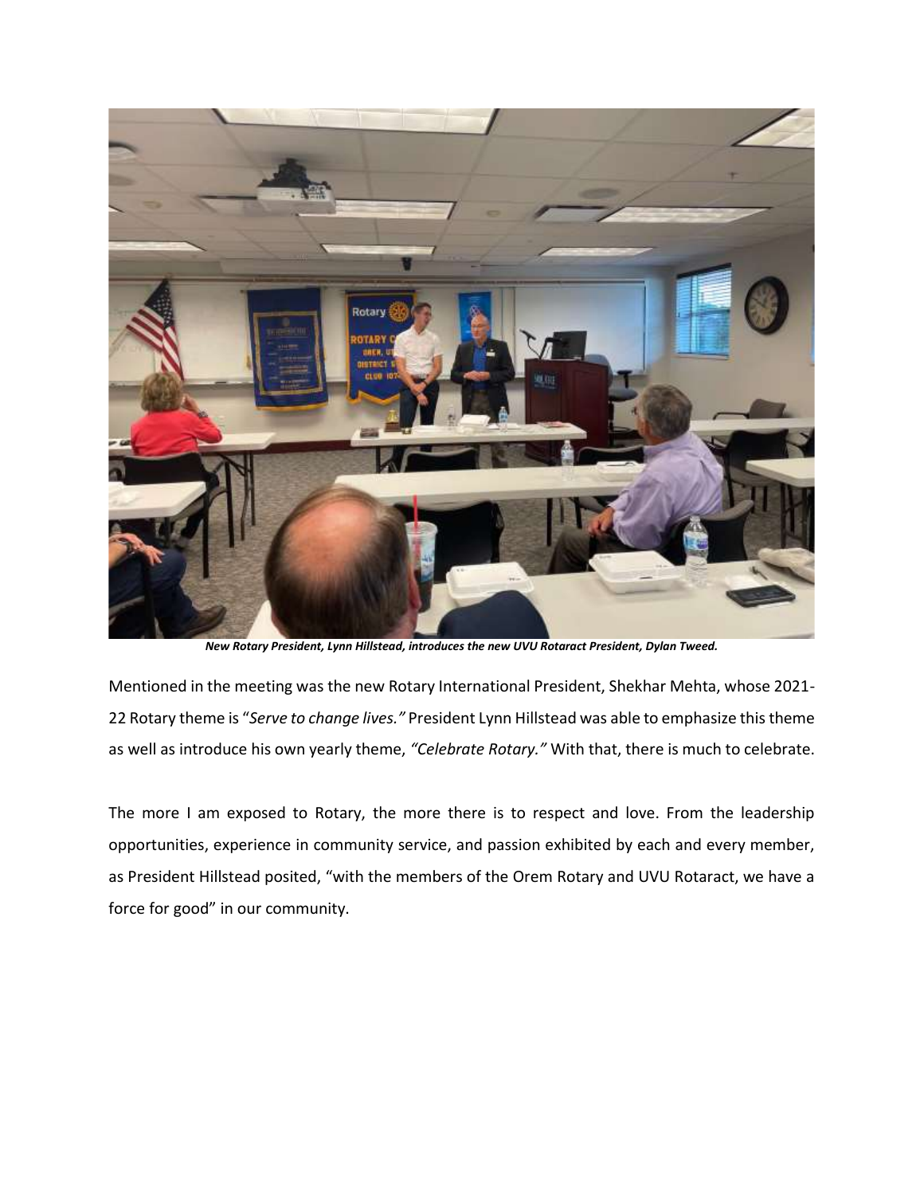***New Rotary President, Lynn Hillstead, introduces the new UVU Rotaract President, Dylan Tweed.***

Mentioned in the meeting was the new Rotary International President, Shekhar Mehta, whose 2021-22 Rotary theme is "*Serve to change lives.*" President Lynn Hillstead was able to emphasize this theme as well as introduce his own yearly theme, *"Celebrate Rotary."* With that, there is much to celebrate.

The more I am exposed to Rotary, the more there is to respect and love. From the leadership opportunities, experience in community service, and passion exhibited by each and every member, as President Hillstead posited, "with the members of the Orem Rotary and UVU Rotaract, we have a force for good" in our community.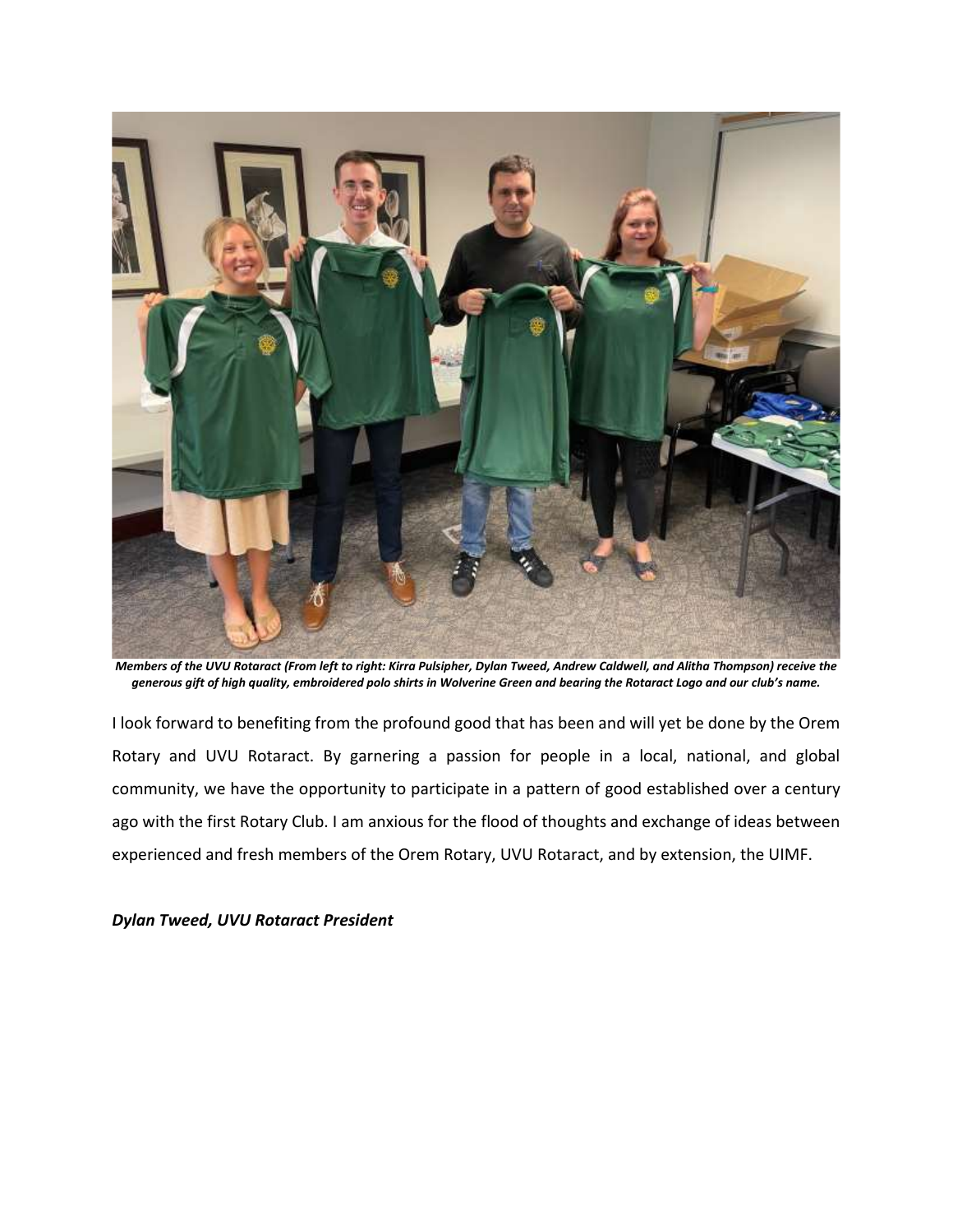***Members of the UVU Rotaract (From left to right: Kirra Pulsipher, Dylan Tweed, Andrew Caldwell, and Alitha Thompson) receive the generous gift of high quality, embroidered polo shirts in Wolverine Green and bearing the Rotaract Logo and our club's name.***

I look forward to benefiting from the profound good that has been and will yet be done by the Orem Rotary and UVU Rotaract. By garnering a passion for people in a local, national, and global community, we have the opportunity to participate in a pattern of good established over a century ago with the first Rotary Club. I am anxious for the flood of thoughts and exchange of ideas between experienced and fresh members of the Orem Rotary, UVU Rotaract, and by extension, the UIMF.

***Dylan Tweed, UVU Rotaract President***